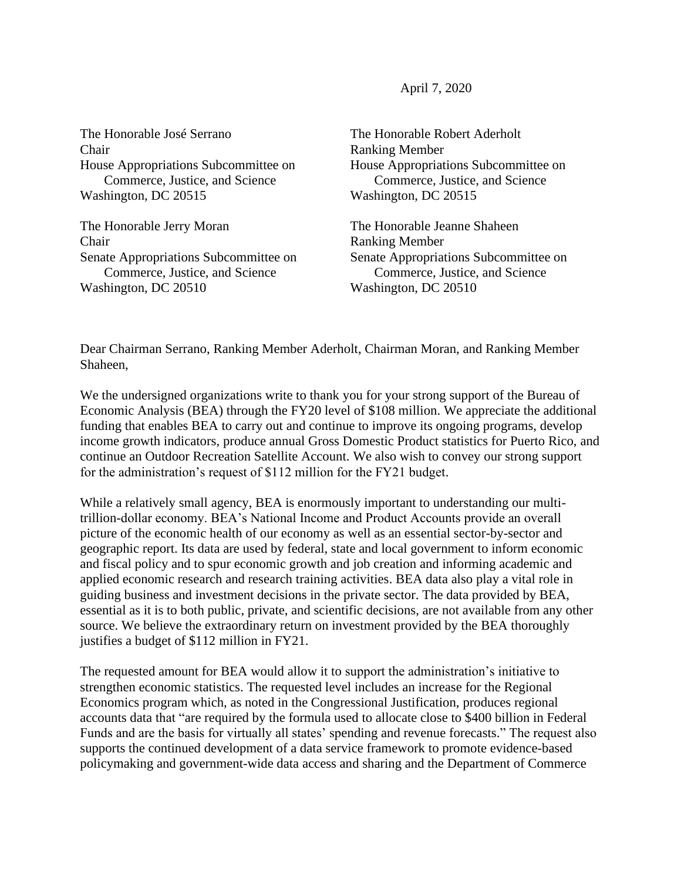April 7, 2020

The Honorable José Serrano
Chair
House Appropriations Subcommittee on
Commerce, Justice, and Science
Washington, DC 20515

The Honorable Robert Aderholt
Ranking Member
House Appropriations Subcommittee on
Commerce, Justice, and Science
Washington, DC 20515

The Honorable Jerry Moran
Chair
Senate Appropriations Subcommittee on
Commerce, Justice, and Science
Washington, DC 20510

The Honorable Jeanne Shaheen
Ranking Member
Senate Appropriations Subcommittee on
Commerce, Justice, and Science
Washington, DC 20510

Dear Chairman Serrano, Ranking Member Aderholt, Chairman Moran, and Ranking Member Shaheen,

We the undersigned organizations write to thank you for your strong support of the Bureau of Economic Analysis (BEA) through the FY20 level of $108 million. We appreciate the additional funding that enables BEA to carry out and continue to improve its ongoing programs, develop income growth indicators, produce annual Gross Domestic Product statistics for Puerto Rico, and continue an Outdoor Recreation Satellite Account. We also wish to convey our strong support for the administration's request of $112 million for the FY21 budget.

While a relatively small agency, BEA is enormously important to understanding our multi-trillion-dollar economy. BEA's National Income and Product Accounts provide an overall picture of the economic health of our economy as well as an essential sector-by-sector and geographic report. Its data are used by federal, state and local government to inform economic and fiscal policy and to spur economic growth and job creation and informing academic and applied economic research and research training activities. BEA data also play a vital role in guiding business and investment decisions in the private sector. The data provided by BEA, essential as it is to both public, private, and scientific decisions, are not available from any other source. We believe the extraordinary return on investment provided by the BEA thoroughly justifies a budget of $112 million in FY21.

The requested amount for BEA would allow it to support the administration's initiative to strengthen economic statistics. The requested level includes an increase for the Regional Economics program which, as noted in the Congressional Justification, produces regional accounts data that "are required by the formula used to allocate close to $400 billion in Federal Funds and are the basis for virtually all states' spending and revenue forecasts." The request also supports the continued development of a data service framework to promote evidence-based policymaking and government-wide data access and sharing and the Department of Commerce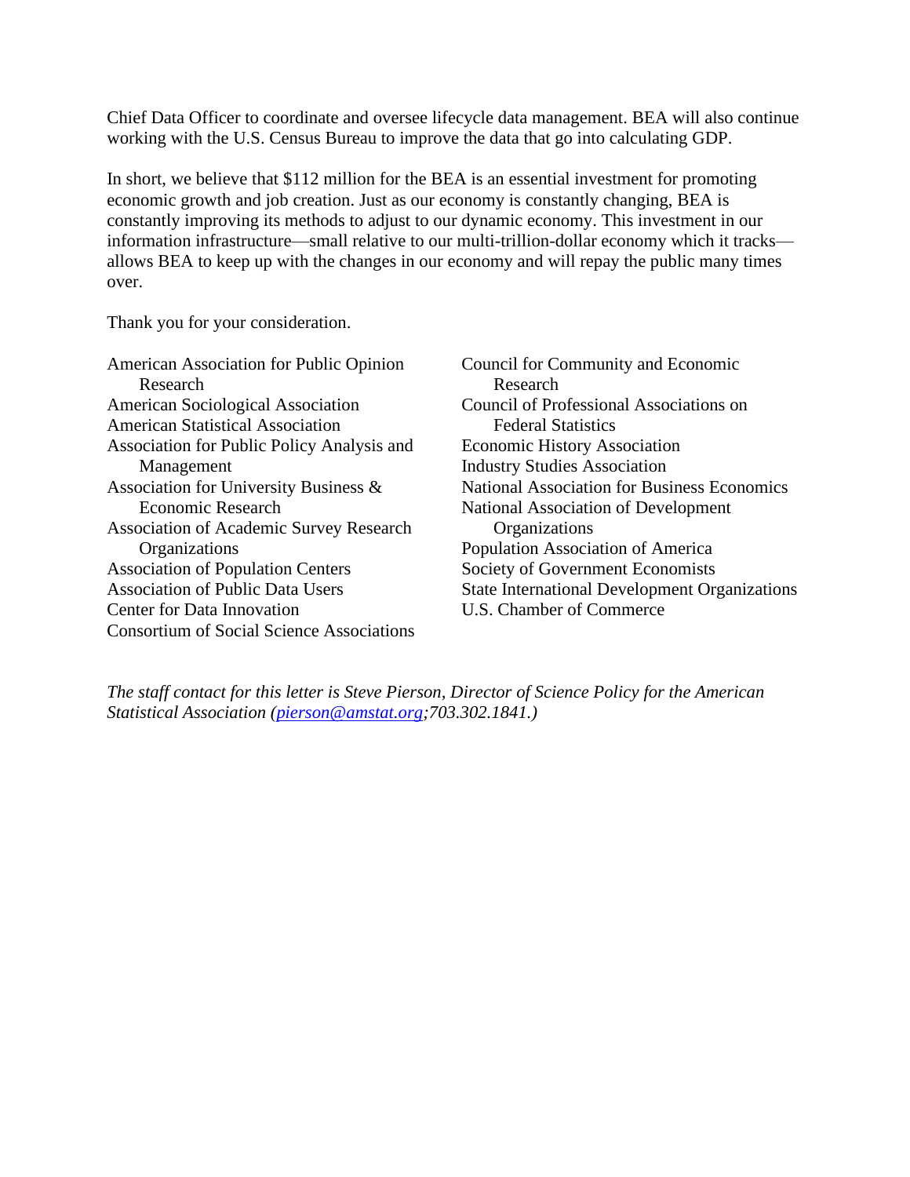Chief Data Officer to coordinate and oversee lifecycle data management. BEA will also continue working with the U.S. Census Bureau to improve the data that go into calculating GDP.

In short, we believe that $112 million for the BEA is an essential investment for promoting economic growth and job creation. Just as our economy is constantly changing, BEA is constantly improving its methods to adjust to our dynamic economy. This investment in our information infrastructure—small relative to our multi-trillion-dollar economy which it tracks—allows BEA to keep up with the changes in our economy and will repay the public many times over.

Thank you for your consideration.

American Association for Public Opinion Research
American Sociological Association
American Statistical Association
Association for Public Policy Analysis and Management
Association for University Business & Economic Research
Association of Academic Survey Research Organizations
Association of Population Centers
Association of Public Data Users
Center for Data Innovation
Consortium of Social Science Associations
Council for Community and Economic Research
Council of Professional Associations on Federal Statistics
Economic History Association
Industry Studies Association
National Association for Business Economics
National Association of Development Organizations
Population Association of America
Society of Government Economists
State International Development Organizations
U.S. Chamber of Commerce

*The staff contact for this letter is Steve Pierson, Director of Science Policy for the American Statistical Association (pierson@amstat.org;703.302.1841.)*